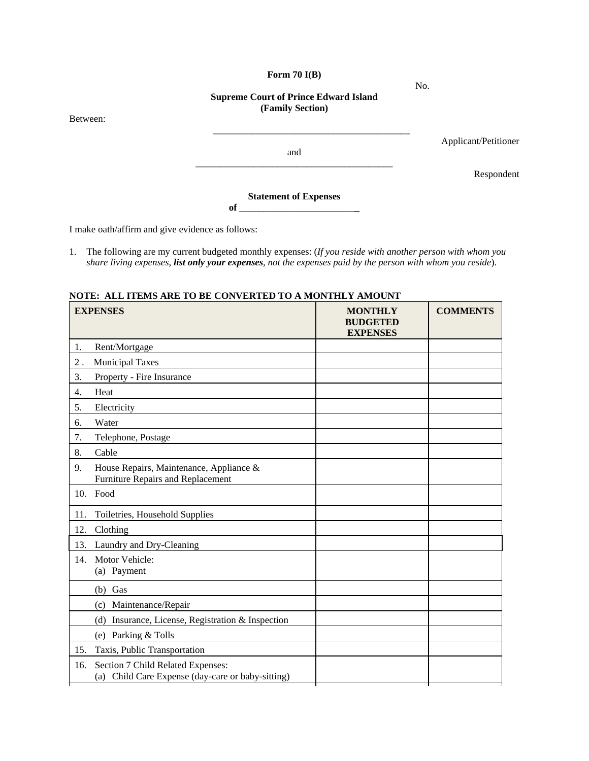**Form 70 I(B)**

No.

**Supreme Court of Prince Edward Island**
**(Family Section)**

Between:

\_\_\_\_\_\_\_\_\_\_\_\_\_\_\_\_\_\_\_\_\_\_\_\_\_\_\_\_\_\_\_\_\_\_\_\_\_\_\_\_\_\_

Applicant/Petitioner

and

\_\_\_\_\_\_\_\_\_\_\_\_\_\_\_\_\_\_\_\_\_\_\_\_\_\_\_\_\_\_\_\_\_\_\_\_\_\_\_\_\_\_

Respondent

**Statement of Expenses**
**of \_\_\_\_\_\_\_\_\_\_\_\_\_\_\_\_\_\_\_\_\_\_\_\_\_\_**

I make oath/affirm and give evidence as follows:

1. The following are my current budgeted monthly expenses: (*If you reside with another person with whom you share living expenses, **list only your expenses**, not the expenses paid by the person with whom you reside*).

**NOTE: ALL ITEMS ARE TO BE CONVERTED TO A MONTHLY AMOUNT**

| **EXPENSES** | **MONTHLY BUDGETED EXPENSES** | **COMMENTS** |
|---|---|---|
| 1. Rent/Mortgage | | |
| 2 . Municipal Taxes | | |
| 3. Property - Fire Insurance | | |
| 4. Heat | | |
| 5. Electricity | | |
| 6. Water | | |
| 7. Telephone, Postage | | |
| 8. Cable | | |
| 9. House Repairs, Maintenance, Appliance & Furniture Repairs and Replacement | | |
| 10. Food | | |
| 11. Toiletries, Household Supplies | | |
| 12. Clothing | | |
| 13. Laundry and Dry-Cleaning | | |
| 14. Motor Vehicle: (a) Payment | | |
| (b) Gas | | |
| (c) Maintenance/Repair | | |
| (d) Insurance, License, Registration & Inspection | | |
| (e) Parking & Tolls | | |
| 15. Taxis, Public Transportation | | |
| 16. Section 7 Child Related Expenses: (a) Child Care Expense (day-care or baby-sitting) | | |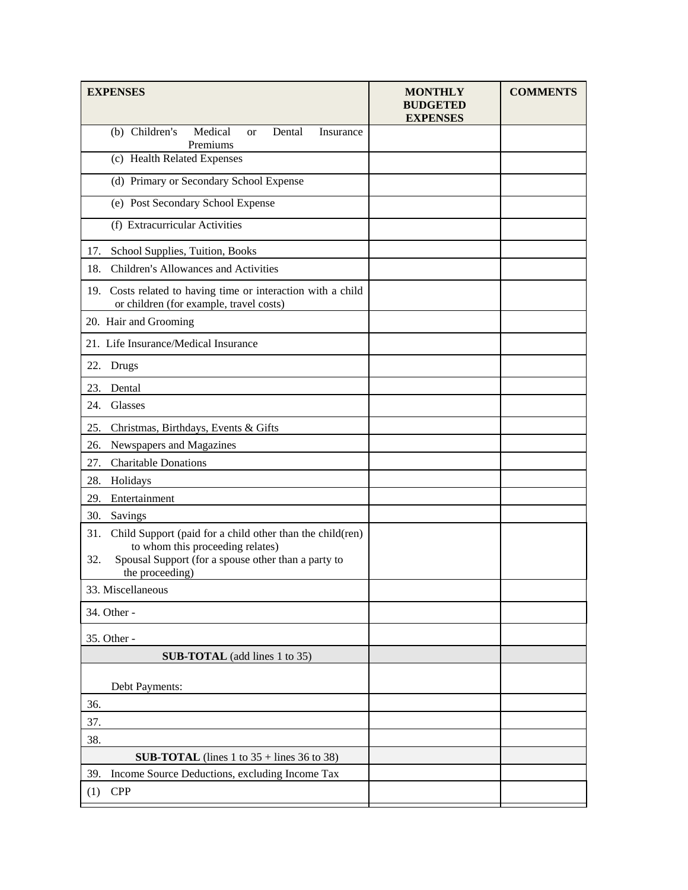| EXPENSES | MONTHLY BUDGETED EXPENSES | COMMENTS |
|---|---|---|
| (b) Children's Medical or Dental Insurance Premiums | | |
| (c) Health Related Expenses | | |
| (d) Primary or Secondary School Expense | | |
| (e) Post Secondary School Expense | | |
| (f) Extracurricular Activities | | |
| 17. School Supplies, Tuition, Books | | |
| 18. Children's Allowances and Activities | | |
| 19. Costs related to having time or interaction with a child or children (for example, travel costs) | | |
| 20. Hair and Grooming | | |
| 21. Life Insurance/Medical Insurance | | |
| 22. Drugs | | |
| 23. Dental | | |
| 24. Glasses | | |
| 25. Christmas, Birthdays, Events & Gifts | | |
| 26. Newspapers and Magazines | | |
| 27. Charitable Donations | | |
| 28. Holidays | | |
| 29. Entertainment | | |
| 30. Savings | | |
| 31. Child Support (paid for a child other than the child(ren) to whom this proceeding relates)<br>32. Spousal Support (for a spouse other than a party to the proceeding) | | |
| 33. Miscellaneous | | |
| 34. Other - | | |
| 35. Other - | | |
| **SUB-TOTAL** (add lines 1 to 35) | | |
| Debt Payments: | | |
| 36. | | |
| 37. | | |
| 38. | | |
| **SUB-TOTAL** (lines 1 to 35 + lines 36 to 38) | | |
| 39. Income Source Deductions, excluding Income Tax | | |
| (1) CPP | | |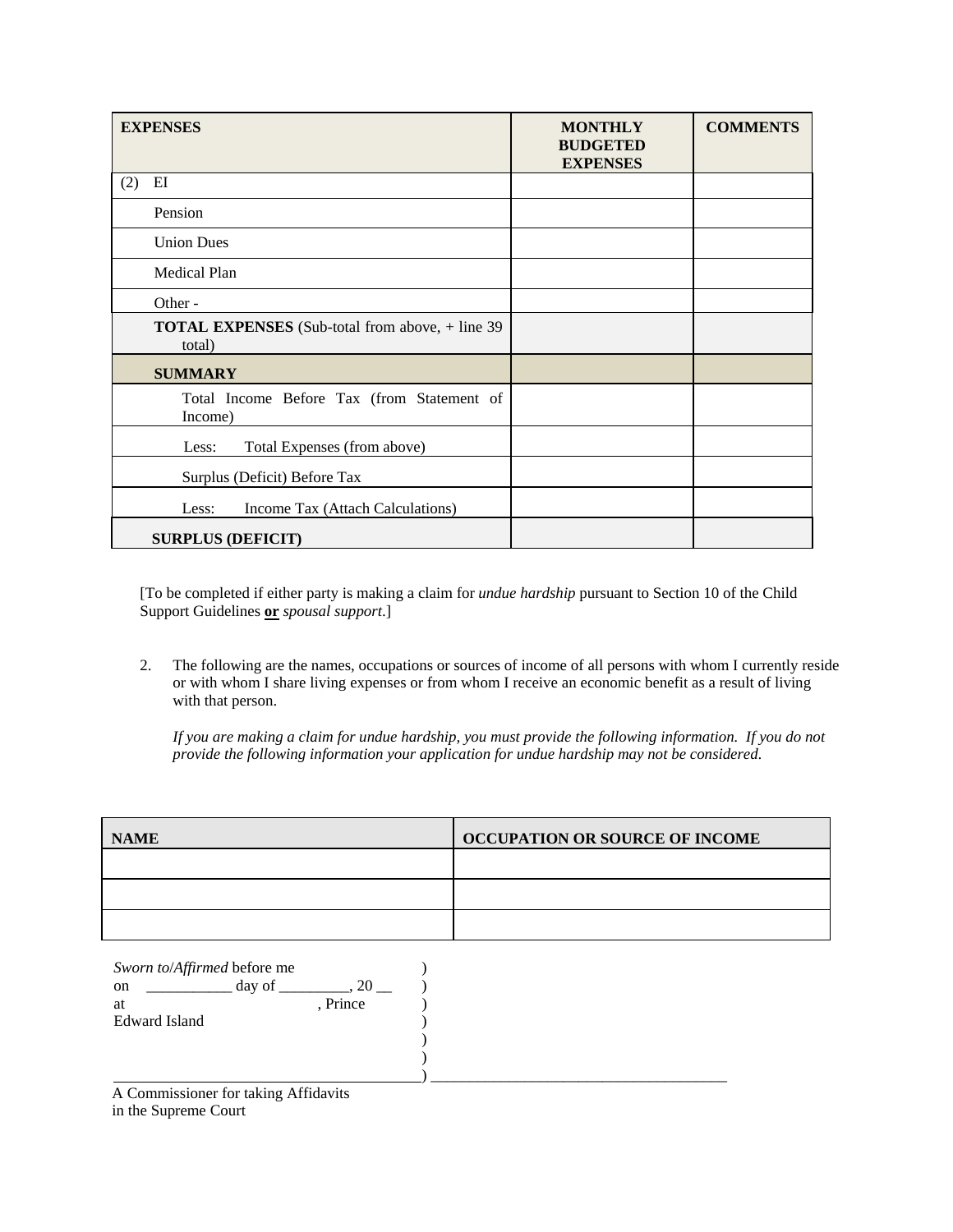| EXPENSES | MONTHLY BUDGETED EXPENSES | COMMENTS |
|---|---|---|
| (2) EI | | |
| Pension | | |
| Union Dues | | |
| Medical Plan | | |
| Other - | | |
| **TOTAL EXPENSES** (Sub-total from above, + line 39 total) | | |
| **SUMMARY** | | |
| Total Income Before Tax (from Statement of Income) | | |
| Less: Total Expenses (from above) | | |
| Surplus (Deficit) Before Tax | | |
| Less: Income Tax (Attach Calculations) | | |
| **SURPLUS (DEFICIT)** | | |

[To be completed if either party is making a claim for *undue hardship* pursuant to Section 10 of the Child Support Guidelines **or** *spousal support.*]

2. The following are the names, occupations or sources of income of all persons with whom I currently reside or with whom I share living expenses or from whom I receive an economic benefit as a result of living with that person.

   *If you are making a claim for undue hardship, you must provide the following information. If you do not provide the following information your application for undue hardship may not be considered.*

| NAME | OCCUPATION OR SOURCE OF INCOME |
|---|---|
| | |
| | |
| | |

*Sworn to*/*Affirmed* before me )
on ___________ day of _________, 20 __ )
at , Prince Edward Island )
)
)
___________________________________) ___________________________________

A Commissioner for taking Affidavits
in the Supreme Court